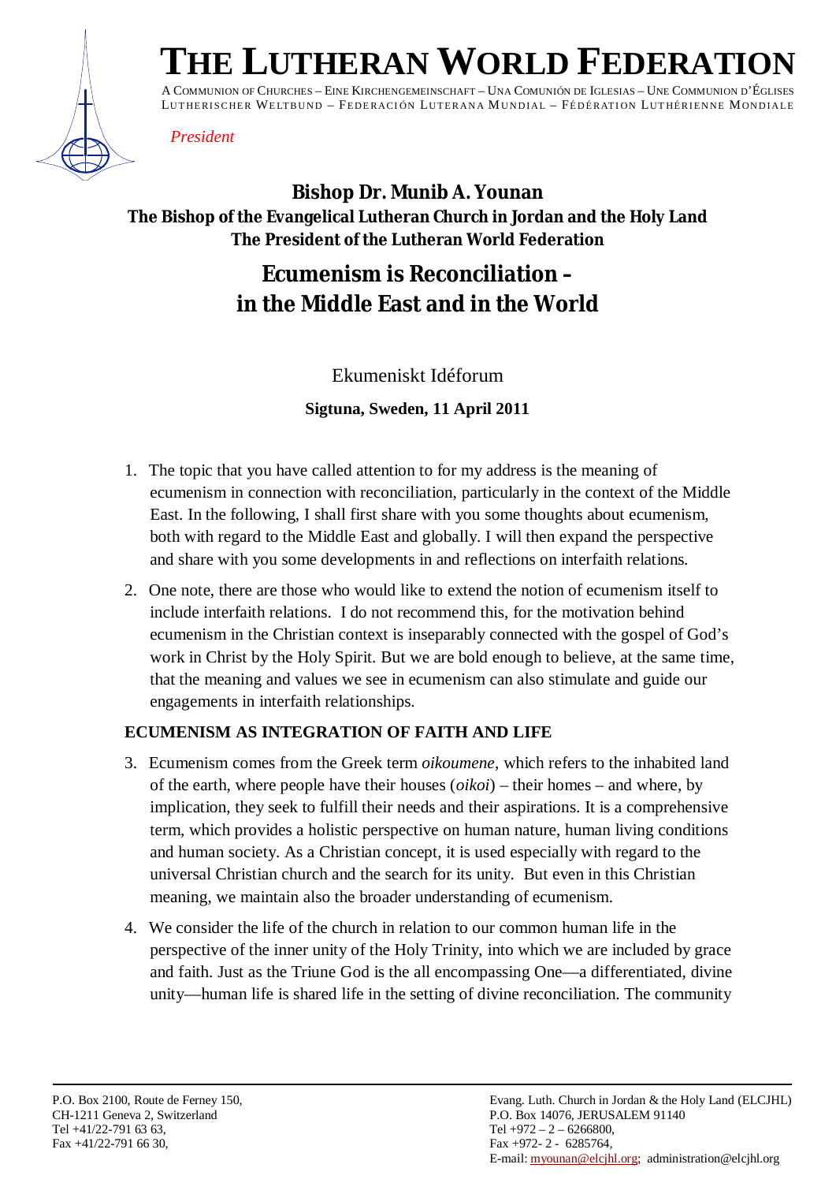# THE LUTHERAN WORLD FEDERATION

A COMMUNION OF CHURCHES – EINE KIRCHENGEMEINSCHAFT – UNA COMUNIÓN DE IGLESIAS – UNE COMMUNION D'ÉGLISES
LUTHERISCHER WELTBUND – FEDERACIÓN LUTERANA MUNDIAL – FÉDÉRATION LUTHÉRIENNE MONDIALE

*President*

**Bishop Dr. Munib A. Younan**
**The Bishop of the Evangelical Lutheran Church in Jordan and the Holy Land**
**The President of the Lutheran World Federation**

## Ecumenism is Reconciliation – in the Middle East and in the World

Ekumeniskt Idéforum

**Sigtuna, Sweden, 11 April 2011**

1. The topic that you have called attention to for my address is the meaning of ecumenism in connection with reconciliation, particularly in the context of the Middle East. In the following, I shall first share with you some thoughts about ecumenism, both with regard to the Middle East and globally. I will then expand the perspective and share with you some developments in and reflections on interfaith relations.

2. One note, there are those who would like to extend the notion of ecumenism itself to include interfaith relations. I do not recommend this, for the motivation behind ecumenism in the Christian context is inseparably connected with the gospel of God's work in Christ by the Holy Spirit. But we are bold enough to believe, at the same time, that the meaning and values we see in ecumenism can also stimulate and guide our engagements in interfaith relationships.

### ECUMENISM AS INTEGRATION OF FAITH AND LIFE

3. Ecumenism comes from the Greek term *oikoumene*, which refers to the inhabited land of the earth, where people have their houses (*oikoi*) – their homes – and where, by implication, they seek to fulfill their needs and their aspirations. It is a comprehensive term, which provides a holistic perspective on human nature, human living conditions and human society. As a Christian concept, it is used especially with regard to the universal Christian church and the search for its unity. But even in this Christian meaning, we maintain also the broader understanding of ecumenism.

4. We consider the life of the church in relation to our common human life in the perspective of the inner unity of the Holy Trinity, into which we are included by grace and faith. Just as the Triune God is the all encompassing One—a differentiated, divine unity—human life is shared life in the setting of divine reconciliation. The community

P.O. Box 2100, Route de Ferney 150,
CH-1211 Geneva 2, Switzerland
Tel +41/22-791 63 63,
Fax +41/22-791 66 30,

Evang. Luth. Church in Jordan & the Holy Land (ELCJHL)
P.O. Box 14076, JERUSALEM 91140
Tel +972 – 2 – 6266800,
Fax +972- 2 - 6285764,
E-mail: myounan@elcjhl.org; administration@elcjhl.org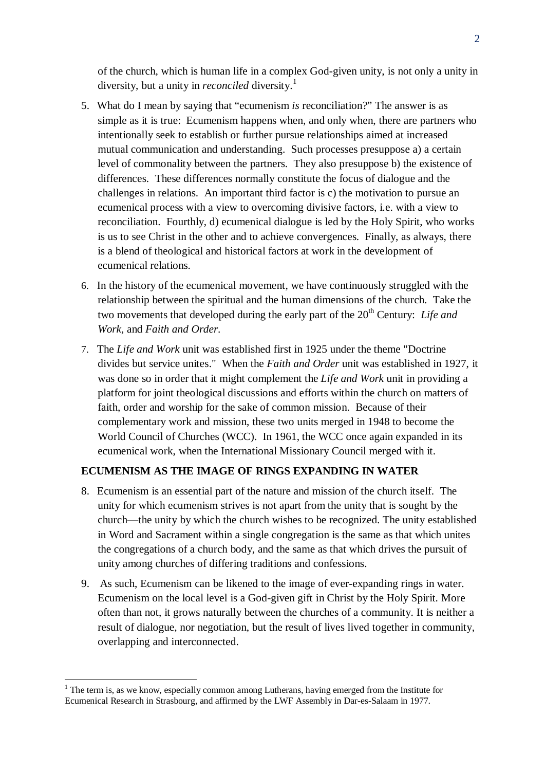of the church, which is human life in a complex God-given unity, is not only a unity in diversity, but a unity in *reconciled* diversity.[1]

5. What do I mean by saying that "ecumenism *is* reconciliation?" The answer is as simple as it is true: Ecumenism happens when, and only when, there are partners who intentionally seek to establish or further pursue relationships aimed at increased mutual communication and understanding. Such processes presuppose a) a certain level of commonality between the partners. They also presuppose b) the existence of differences. These differences normally constitute the focus of dialogue and the challenges in relations. An important third factor is c) the motivation to pursue an ecumenical process with a view to overcoming divisive factors, i.e. with a view to reconciliation. Fourthly, d) ecumenical dialogue is led by the Holy Spirit, who works is us to see Christ in the other and to achieve convergences. Finally, as always, there is a blend of theological and historical factors at work in the development of ecumenical relations.

6. In the history of the ecumenical movement, we have continuously struggled with the relationship between the spiritual and the human dimensions of the church. Take the two movements that developed during the early part of the 20th Century: *Life and Work*, and *Faith and Order*.

7. The *Life and Work* unit was established first in 1925 under the theme "Doctrine divides but service unites." When the *Faith and Order* unit was established in 1927, it was done so in order that it might complement the *Life and Work* unit in providing a platform for joint theological discussions and efforts within the church on matters of faith, order and worship for the sake of common mission. Because of their complementary work and mission, these two units merged in 1948 to become the World Council of Churches (WCC). In 1961, the WCC once again expanded in its ecumenical work, when the International Missionary Council merged with it.

**ECUMENISM AS THE IMAGE OF RINGS EXPANDING IN WATER**

8. Ecumenism is an essential part of the nature and mission of the church itself. The unity for which ecumenism strives is not apart from the unity that is sought by the church—the unity by which the church wishes to be recognized. The unity established in Word and Sacrament within a single congregation is the same as that which unites the congregations of a church body, and the same as that which drives the pursuit of unity among churches of differing traditions and confessions.

9. As such, Ecumenism can be likened to the image of ever-expanding rings in water. Ecumenism on the local level is a God-given gift in Christ by the Holy Spirit. More often than not, it grows naturally between the churches of a community. It is neither a result of dialogue, nor negotiation, but the result of lives lived together in community, overlapping and interconnected.

---

[1] The term is, as we know, especially common among Lutherans, having emerged from the Institute for Ecumenical Research in Strasbourg, and affirmed by the LWF Assembly in Dar-es-Salaam in 1977.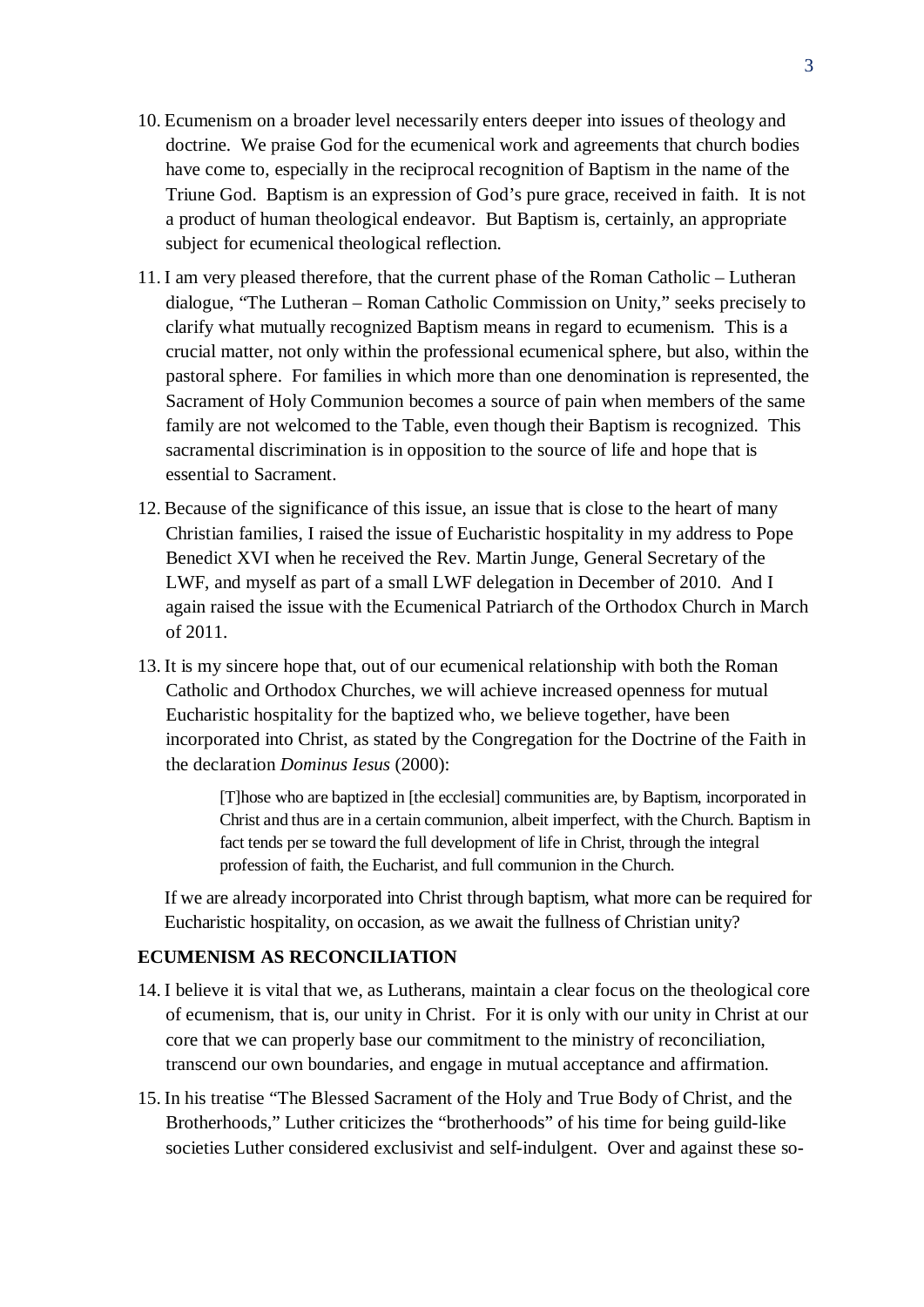10. Ecumenism on a broader level necessarily enters deeper into issues of theology and doctrine. We praise God for the ecumenical work and agreements that church bodies have come to, especially in the reciprocal recognition of Baptism in the name of the Triune God. Baptism is an expression of God's pure grace, received in faith. It is not a product of human theological endeavor. But Baptism is, certainly, an appropriate subject for ecumenical theological reflection.

11. I am very pleased therefore, that the current phase of the Roman Catholic – Lutheran dialogue, "The Lutheran – Roman Catholic Commission on Unity," seeks precisely to clarify what mutually recognized Baptism means in regard to ecumenism. This is a crucial matter, not only within the professional ecumenical sphere, but also, within the pastoral sphere. For families in which more than one denomination is represented, the Sacrament of Holy Communion becomes a source of pain when members of the same family are not welcomed to the Table, even though their Baptism is recognized. This sacramental discrimination is in opposition to the source of life and hope that is essential to Sacrament.

12. Because of the significance of this issue, an issue that is close to the heart of many Christian families, I raised the issue of Eucharistic hospitality in my address to Pope Benedict XVI when he received the Rev. Martin Junge, General Secretary of the LWF, and myself as part of a small LWF delegation in December of 2010. And I again raised the issue with the Ecumenical Patriarch of the Orthodox Church in March of 2011.

13. It is my sincere hope that, out of our ecumenical relationship with both the Roman Catholic and Orthodox Churches, we will achieve increased openness for mutual Eucharistic hospitality for the baptized who, we believe together, have been incorporated into Christ, as stated by the Congregation for the Doctrine of the Faith in the declaration *Dominus Iesus* (2000):

    > [T]hose who are baptized in [the ecclesial] communities are, by Baptism, incorporated in Christ and thus are in a certain communion, albeit imperfect, with the Church. Baptism in fact tends per se toward the full development of life in Christ, through the integral profession of faith, the Eucharist, and full communion in the Church.

    If we are already incorporated into Christ through baptism, what more can be required for Eucharistic hospitality, on occasion, as we await the fullness of Christian unity?

**ECUMENISM AS RECONCILIATION**

14. I believe it is vital that we, as Lutherans, maintain a clear focus on the theological core of ecumenism, that is, our unity in Christ. For it is only with our unity in Christ at our core that we can properly base our commitment to the ministry of reconciliation, transcend our own boundaries, and engage in mutual acceptance and affirmation.

15. In his treatise "The Blessed Sacrament of the Holy and True Body of Christ, and the Brotherhoods," Luther criticizes the "brotherhoods" of his time for being guild-like societies Luther considered exclusivist and self-indulgent. Over and against these so-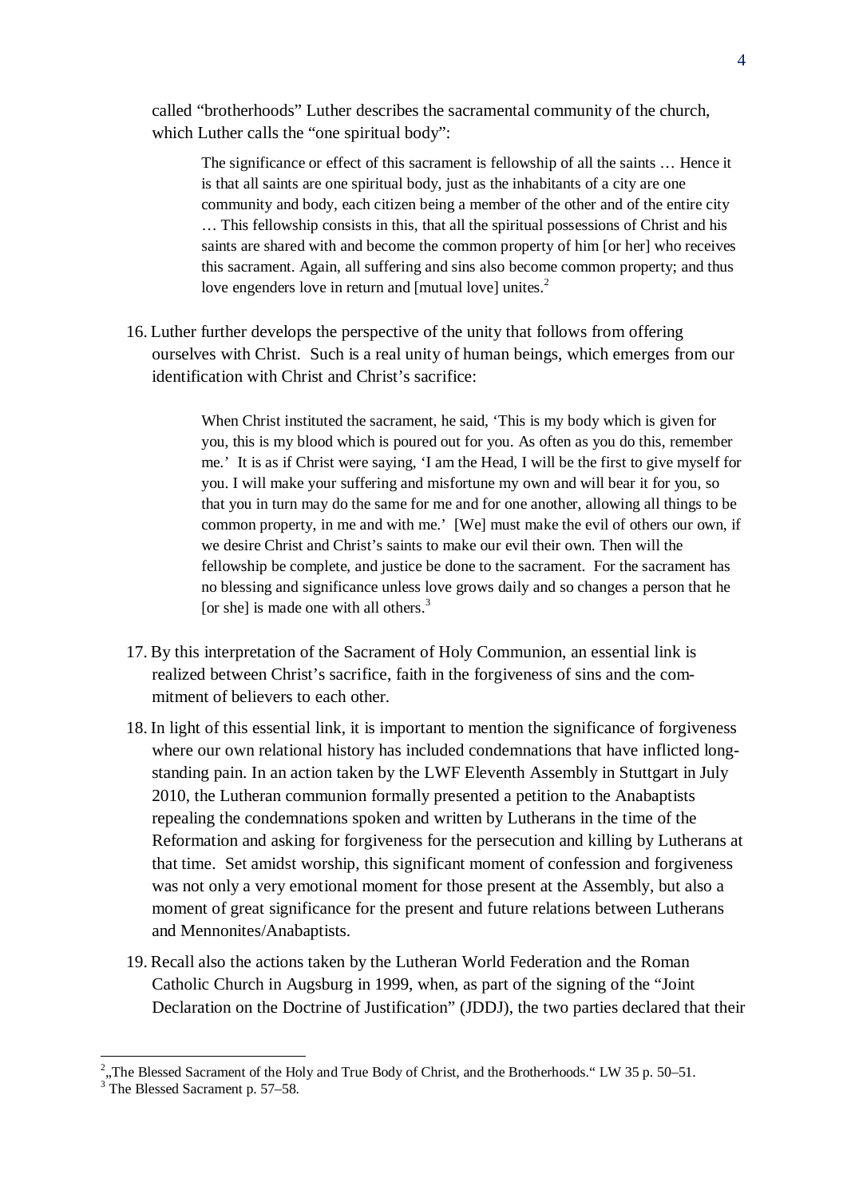called "brotherhoods" Luther describes the sacramental community of the church, which Luther calls the "one spiritual body":

> The significance or effect of this sacrament is fellowship of all the saints … Hence it is that all saints are one spiritual body, just as the inhabitants of a city are one community and body, each citizen being a member of the other and of the entire city … This fellowship consists in this, that all the spiritual possessions of Christ and his saints are shared with and become the common property of him [or her] who receives this sacrament. Again, all suffering and sins also become common property; and thus love engenders love in return and [mutual love] unites.[2]

16. Luther further develops the perspective of the unity that follows from offering ourselves with Christ. Such is a real unity of human beings, which emerges from our identification with Christ and Christ's sacrifice:

> When Christ instituted the sacrament, he said, 'This is my body which is given for you, this is my blood which is poured out for you. As often as you do this, remember me.' It is as if Christ were saying, 'I am the Head, I will be the first to give myself for you. I will make your suffering and misfortune my own and will bear it for you, so that you in turn may do the same for me and for one another, allowing all things to be common property, in me and with me.' [We] must make the evil of others our own, if we desire Christ and Christ's saints to make our evil their own. Then will the fellowship be complete, and justice be done to the sacrament. For the sacrament has no blessing and significance unless love grows daily and so changes a person that he [or she] is made one with all others.[3]

17. By this interpretation of the Sacrament of Holy Communion, an essential link is realized between Christ's sacrifice, faith in the forgiveness of sins and the commitment of believers to each other.

18. In light of this essential link, it is important to mention the significance of forgiveness where our own relational history has included condemnations that have inflicted longstanding pain. In an action taken by the LWF Eleventh Assembly in Stuttgart in July 2010, the Lutheran communion formally presented a petition to the Anabaptists repealing the condemnations spoken and written by Lutherans in the time of the Reformation and asking for forgiveness for the persecution and killing by Lutherans at that time. Set amidst worship, this significant moment of confession and forgiveness was not only a very emotional moment for those present at the Assembly, but also a moment of great significance for the present and future relations between Lutherans and Mennonites/Anabaptists.

19. Recall also the actions taken by the Lutheran World Federation and the Roman Catholic Church in Augsburg in 1999, when, as part of the signing of the "Joint Declaration on the Doctrine of Justification" (JDDJ), the two parties declared that their

---

[2] „The Blessed Sacrament of the Holy and True Body of Christ, and the Brotherhoods." LW 35 p. 50–51.

[3] The Blessed Sacrament p. 57–58.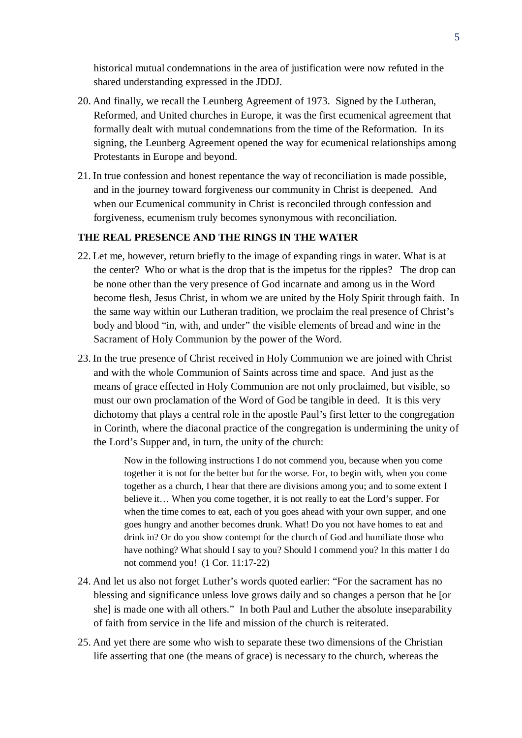historical mutual condemnations in the area of justification were now refuted in the shared understanding expressed in the JDDJ.

20. And finally, we recall the Leunberg Agreement of 1973. Signed by the Lutheran, Reformed, and United churches in Europe, it was the first ecumenical agreement that formally dealt with mutual condemnations from the time of the Reformation. In its signing, the Leunberg Agreement opened the way for ecumenical relationships among Protestants in Europe and beyond.

21. In true confession and honest repentance the way of reconciliation is made possible, and in the journey toward forgiveness our community in Christ is deepened. And when our Ecumenical community in Christ is reconciled through confession and forgiveness, ecumenism truly becomes synonymous with reconciliation.

**THE REAL PRESENCE AND THE RINGS IN THE WATER**

22. Let me, however, return briefly to the image of expanding rings in water. What is at the center? Who or what is the drop that is the impetus for the ripples? The drop can be none other than the very presence of God incarnate and among us in the Word become flesh, Jesus Christ, in whom we are united by the Holy Spirit through faith. In the same way within our Lutheran tradition, we proclaim the real presence of Christ's body and blood "in, with, and under" the visible elements of bread and wine in the Sacrament of Holy Communion by the power of the Word.

23. In the true presence of Christ received in Holy Communion we are joined with Christ and with the whole Communion of Saints across time and space. And just as the means of grace effected in Holy Communion are not only proclaimed, but visible, so must our own proclamation of the Word of God be tangible in deed. It is this very dichotomy that plays a central role in the apostle Paul's first letter to the congregation in Corinth, where the diaconal practice of the congregation is undermining the unity of the Lord's Supper and, in turn, the unity of the church:

> Now in the following instructions I do not commend you, because when you come together it is not for the better but for the worse. For, to begin with, when you come together as a church, I hear that there are divisions among you; and to some extent I believe it… When you come together, it is not really to eat the Lord's supper. For when the time comes to eat, each of you goes ahead with your own supper, and one goes hungry and another becomes drunk. What! Do you not have homes to eat and drink in? Or do you show contempt for the church of God and humiliate those who have nothing? What should I say to you? Should I commend you? In this matter I do not commend you! (1 Cor. 11:17-22)

24. And let us also not forget Luther's words quoted earlier: "For the sacrament has no blessing and significance unless love grows daily and so changes a person that he [or she] is made one with all others." In both Paul and Luther the absolute inseparability of faith from service in the life and mission of the church is reiterated.

25. And yet there are some who wish to separate these two dimensions of the Christian life asserting that one (the means of grace) is necessary to the church, whereas the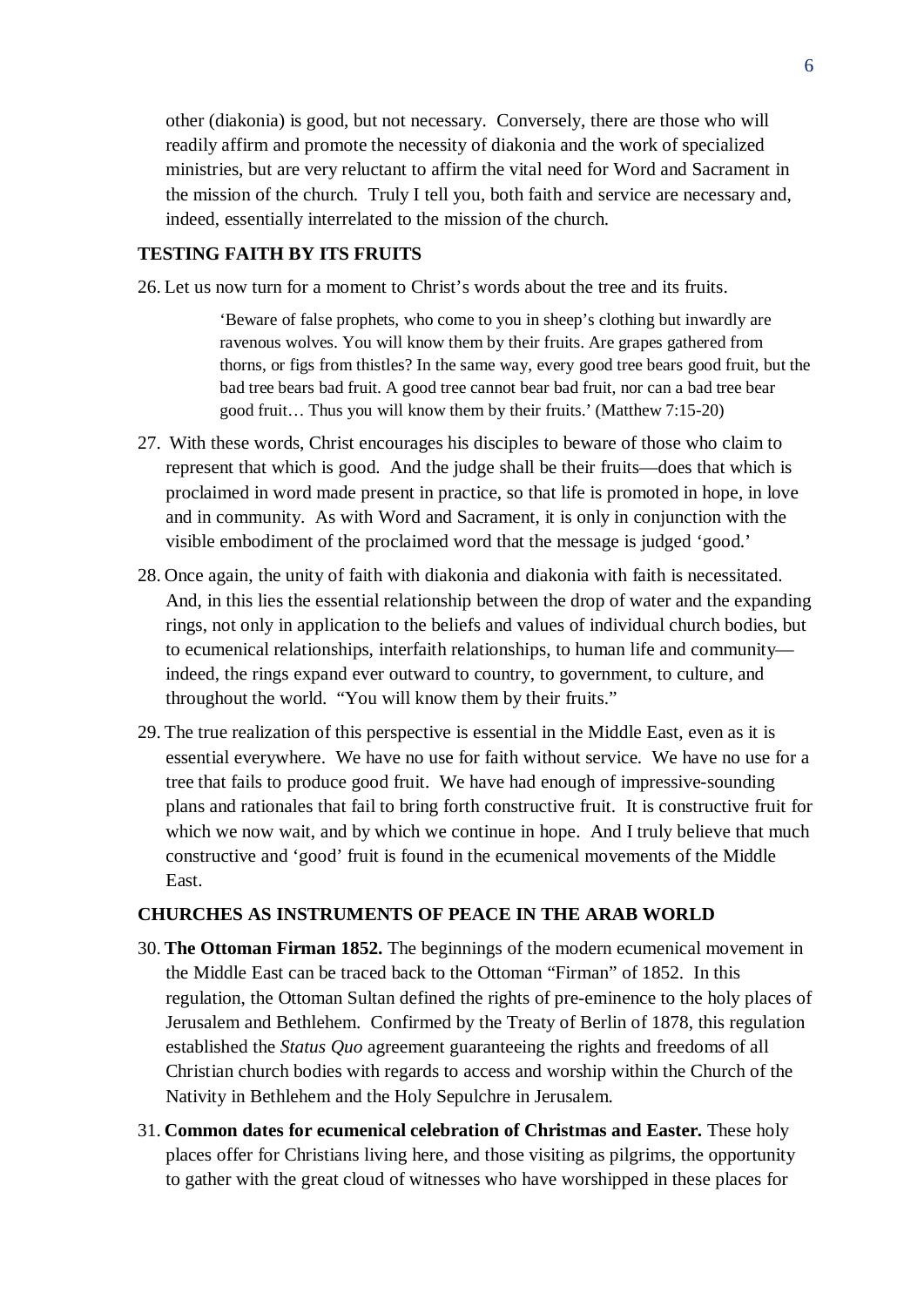other (diakonia) is good, but not necessary. Conversely, there are those who will readily affirm and promote the necessity of diakonia and the work of specialized ministries, but are very reluctant to affirm the vital need for Word and Sacrament in the mission of the church. Truly I tell you, both faith and service are necessary and, indeed, essentially interrelated to the mission of the church.

## TESTING FAITH BY ITS FRUITS

26. Let us now turn for a moment to Christ's words about the tree and its fruits.

> 'Beware of false prophets, who come to you in sheep's clothing but inwardly are ravenous wolves. You will know them by their fruits. Are grapes gathered from thorns, or figs from thistles? In the same way, every good tree bears good fruit, but the bad tree bears bad fruit. A good tree cannot bear bad fruit, nor can a bad tree bear good fruit… Thus you will know them by their fruits.' (Matthew 7:15-20)

27. With these words, Christ encourages his disciples to beware of those who claim to represent that which is good. And the judge shall be their fruits—does that which is proclaimed in word made present in practice, so that life is promoted in hope, in love and in community. As with Word and Sacrament, it is only in conjunction with the visible embodiment of the proclaimed word that the message is judged 'good.'

28. Once again, the unity of faith with diakonia and diakonia with faith is necessitated. And, in this lies the essential relationship between the drop of water and the expanding rings, not only in application to the beliefs and values of individual church bodies, but to ecumenical relationships, interfaith relationships, to human life and community—indeed, the rings expand ever outward to country, to government, to culture, and throughout the world. "You will know them by their fruits."

29. The true realization of this perspective is essential in the Middle East, even as it is essential everywhere. We have no use for faith without service. We have no use for a tree that fails to produce good fruit. We have had enough of impressive-sounding plans and rationales that fail to bring forth constructive fruit. It is constructive fruit for which we now wait, and by which we continue in hope. And I truly believe that much constructive and 'good' fruit is found in the ecumenical movements of the Middle East.

## CHURCHES AS INSTRUMENTS OF PEACE IN THE ARAB WORLD

30. **The Ottoman Firman 1852.** The beginnings of the modern ecumenical movement in the Middle East can be traced back to the Ottoman "Firman" of 1852. In this regulation, the Ottoman Sultan defined the rights of pre-eminence to the holy places of Jerusalem and Bethlehem. Confirmed by the Treaty of Berlin of 1878, this regulation established the *Status Quo* agreement guaranteeing the rights and freedoms of all Christian church bodies with regards to access and worship within the Church of the Nativity in Bethlehem and the Holy Sepulchre in Jerusalem.

31. **Common dates for ecumenical celebration of Christmas and Easter.** These holy places offer for Christians living here, and those visiting as pilgrims, the opportunity to gather with the great cloud of witnesses who have worshipped in these places for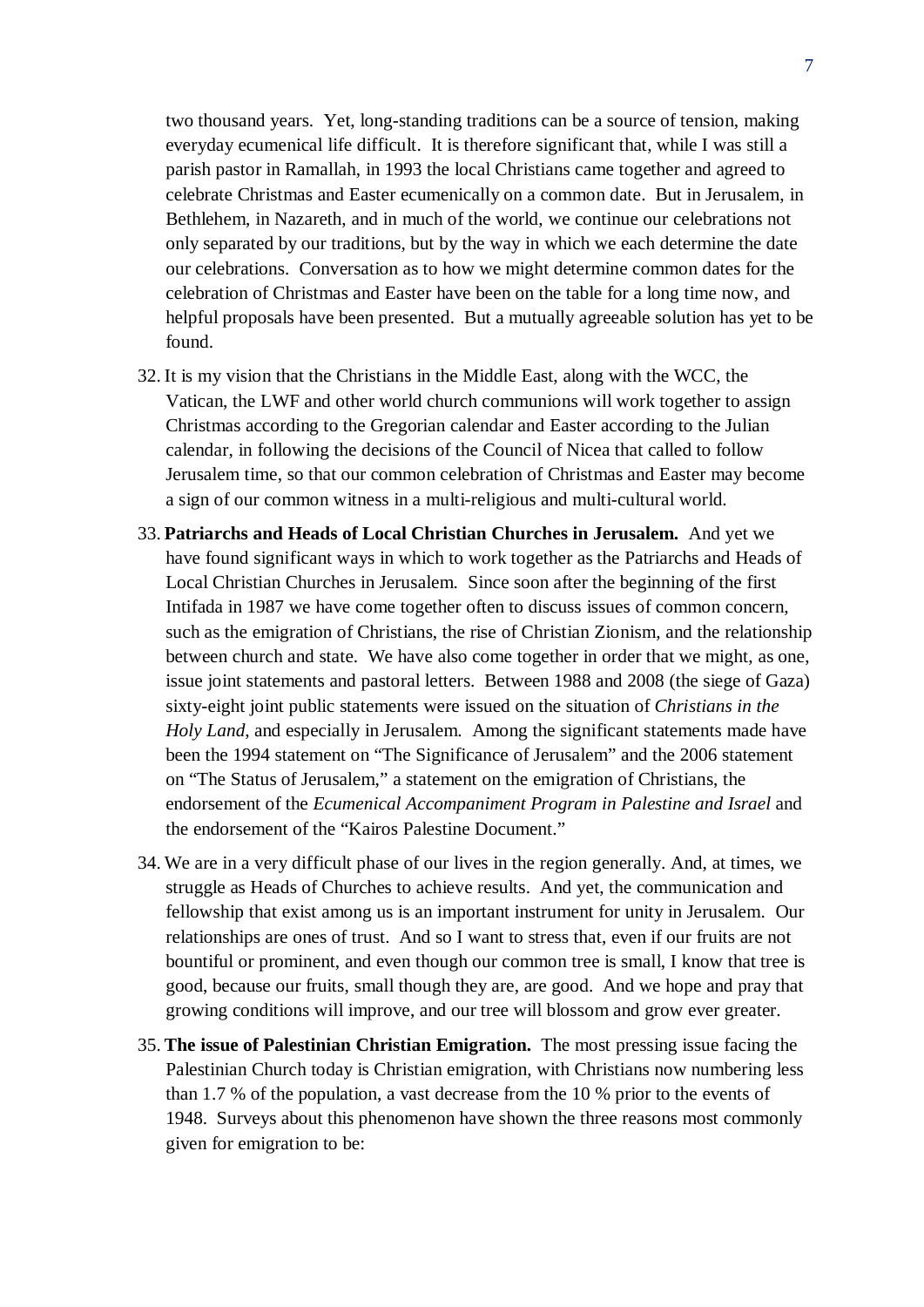two thousand years. Yet, long-standing traditions can be a source of tension, making everyday ecumenical life difficult. It is therefore significant that, while I was still a parish pastor in Ramallah, in 1993 the local Christians came together and agreed to celebrate Christmas and Easter ecumenically on a common date. But in Jerusalem, in Bethlehem, in Nazareth, and in much of the world, we continue our celebrations not only separated by our traditions, but by the way in which we each determine the date our celebrations. Conversation as to how we might determine common dates for the celebration of Christmas and Easter have been on the table for a long time now, and helpful proposals have been presented. But a mutually agreeable solution has yet to be found.

32. It is my vision that the Christians in the Middle East, along with the WCC, the Vatican, the LWF and other world church communions will work together to assign Christmas according to the Gregorian calendar and Easter according to the Julian calendar, in following the decisions of the Council of Nicea that called to follow Jerusalem time, so that our common celebration of Christmas and Easter may become a sign of our common witness in a multi-religious and multi-cultural world.

33. **Patriarchs and Heads of Local Christian Churches in Jerusalem.** And yet we have found significant ways in which to work together as the Patriarchs and Heads of Local Christian Churches in Jerusalem. Since soon after the beginning of the first Intifada in 1987 we have come together often to discuss issues of common concern, such as the emigration of Christians, the rise of Christian Zionism, and the relationship between church and state. We have also come together in order that we might, as one, issue joint statements and pastoral letters. Between 1988 and 2008 (the siege of Gaza) sixty-eight joint public statements were issued on the situation of *Christians in the Holy Land*, and especially in Jerusalem. Among the significant statements made have been the 1994 statement on "The Significance of Jerusalem" and the 2006 statement on "The Status of Jerusalem," a statement on the emigration of Christians, the endorsement of the *Ecumenical Accompaniment Program in Palestine and Israel* and the endorsement of the "Kairos Palestine Document."

34. We are in a very difficult phase of our lives in the region generally. And, at times, we struggle as Heads of Churches to achieve results. And yet, the communication and fellowship that exist among us is an important instrument for unity in Jerusalem. Our relationships are ones of trust. And so I want to stress that, even if our fruits are not bountiful or prominent, and even though our common tree is small, I know that tree is good, because our fruits, small though they are, are good. And we hope and pray that growing conditions will improve, and our tree will blossom and grow ever greater.

35. **The issue of Palestinian Christian Emigration.** The most pressing issue facing the Palestinian Church today is Christian emigration, with Christians now numbering less than 1.7 % of the population, a vast decrease from the 10 % prior to the events of 1948. Surveys about this phenomenon have shown the three reasons most commonly given for emigration to be: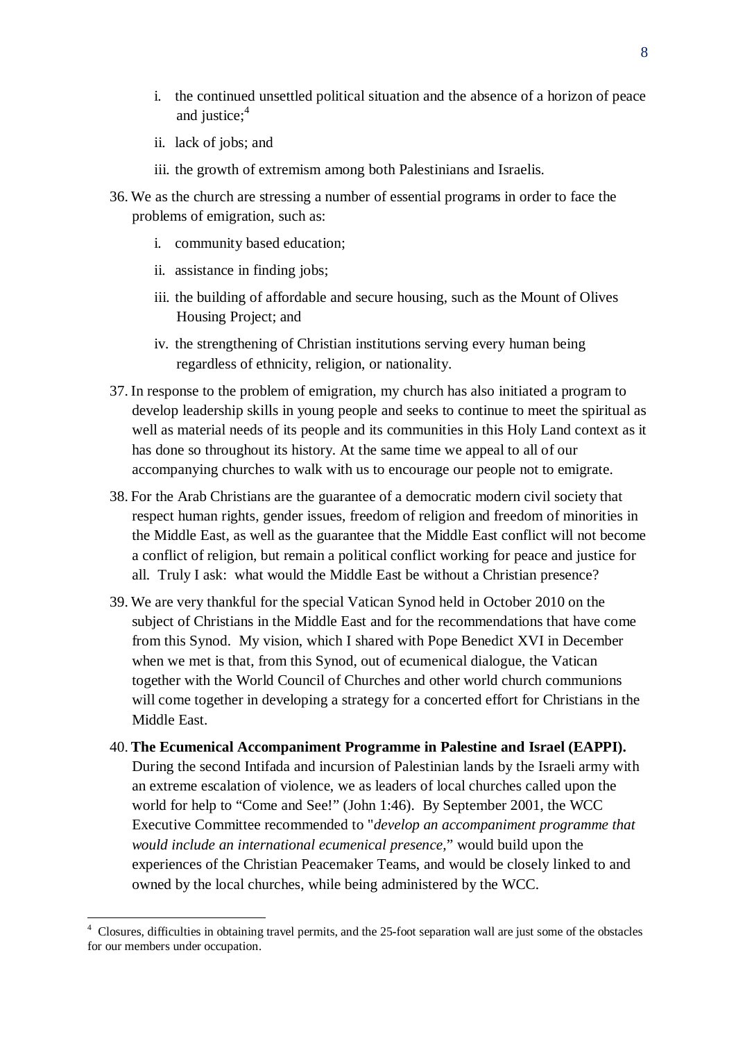i. the continued unsettled political situation and the absence of a horizon of peace and justice;[4]

   ii. lack of jobs; and

   iii. the growth of extremism among both Palestinians and Israelis.

36. We as the church are stressing a number of essential programs in order to face the problems of emigration, such as:

   i. community based education;

   ii. assistance in finding jobs;

   iii. the building of affordable and secure housing, such as the Mount of Olives Housing Project; and

   iv. the strengthening of Christian institutions serving every human being regardless of ethnicity, religion, or nationality.

37. In response to the problem of emigration, my church has also initiated a program to develop leadership skills in young people and seeks to continue to meet the spiritual as well as material needs of its people and its communities in this Holy Land context as it has done so throughout its history. At the same time we appeal to all of our accompanying churches to walk with us to encourage our people not to emigrate.

38. For the Arab Christians are the guarantee of a democratic modern civil society that respect human rights, gender issues, freedom of religion and freedom of minorities in the Middle East, as well as the guarantee that the Middle East conflict will not become a conflict of religion, but remain a political conflict working for peace and justice for all. Truly I ask: what would the Middle East be without a Christian presence?

39. We are very thankful for the special Vatican Synod held in October 2010 on the subject of Christians in the Middle East and for the recommendations that have come from this Synod. My vision, which I shared with Pope Benedict XVI in December when we met is that, from this Synod, out of ecumenical dialogue, the Vatican together with the World Council of Churches and other world church communions will come together in developing a strategy for a concerted effort for Christians in the Middle East.

40. **The Ecumenical Accompaniment Programme in Palestine and Israel (EAPPI).** During the second Intifada and incursion of Palestinian lands by the Israeli army with an extreme escalation of violence, we as leaders of local churches called upon the world for help to "Come and See!" (John 1:46). By September 2001, the WCC Executive Committee recommended to "*develop an accompaniment programme that would include an international ecumenical presence,*" would build upon the experiences of the Christian Peacemaker Teams, and would be closely linked to and owned by the local churches, while being administered by the WCC.

---

[4] Closures, difficulties in obtaining travel permits, and the 25-foot separation wall are just some of the obstacles for our members under occupation.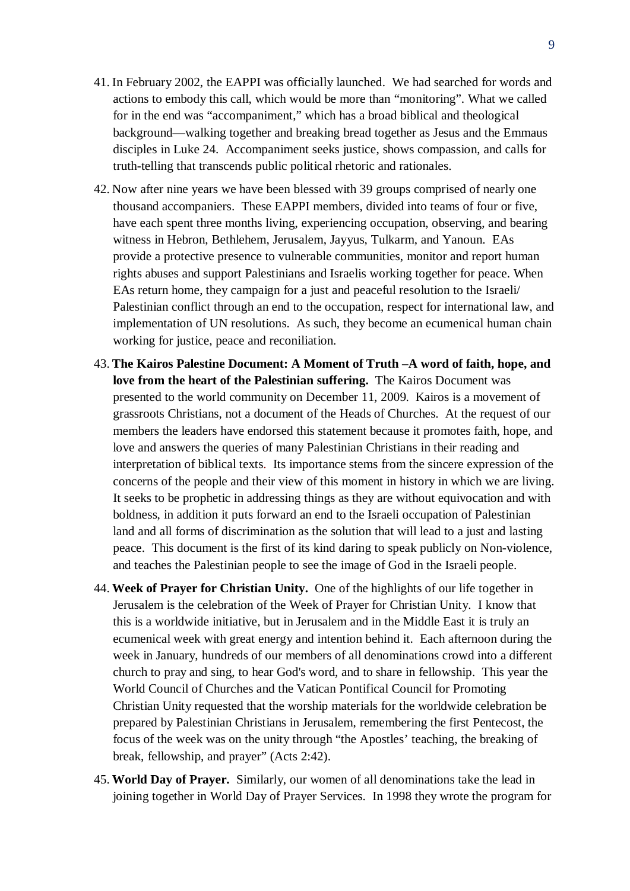41. In February 2002, the EAPPI was officially launched. We had searched for words and actions to embody this call, which would be more than "monitoring". What we called for in the end was "accompaniment," which has a broad biblical and theological background—walking together and breaking bread together as Jesus and the Emmaus disciples in Luke 24. Accompaniment seeks justice, shows compassion, and calls for truth-telling that transcends public political rhetoric and rationales.

42. Now after nine years we have been blessed with 39 groups comprised of nearly one thousand accompaniers. These EAPPI members, divided into teams of four or five, have each spent three months living, experiencing occupation, observing, and bearing witness in Hebron, Bethlehem, Jerusalem, Jayyus, Tulkarm, and Yanoun. EAs provide a protective presence to vulnerable communities, monitor and report human rights abuses and support Palestinians and Israelis working together for peace. When EAs return home, they campaign for a just and peaceful resolution to the Israeli/ Palestinian conflict through an end to the occupation, respect for international law, and implementation of UN resolutions. As such, they become an ecumenical human chain working for justice, peace and reconiliation.

43. **The Kairos Palestine Document: A Moment of Truth –A word of faith, hope, and love from the heart of the Palestinian suffering.** The Kairos Document was presented to the world community on December 11, 2009. Kairos is a movement of grassroots Christians, not a document of the Heads of Churches. At the request of our members the leaders have endorsed this statement because it promotes faith, hope, and love and answers the queries of many Palestinian Christians in their reading and interpretation of biblical texts. Its importance stems from the sincere expression of the concerns of the people and their view of this moment in history in which we are living. It seeks to be prophetic in addressing things as they are without equivocation and with boldness, in addition it puts forward an end to the Israeli occupation of Palestinian land and all forms of discrimination as the solution that will lead to a just and lasting peace. This document is the first of its kind daring to speak publicly on Non-violence, and teaches the Palestinian people to see the image of God in the Israeli people.

44. **Week of Prayer for Christian Unity.** One of the highlights of our life together in Jerusalem is the celebration of the Week of Prayer for Christian Unity. I know that this is a worldwide initiative, but in Jerusalem and in the Middle East it is truly an ecumenical week with great energy and intention behind it. Each afternoon during the week in January, hundreds of our members of all denominations crowd into a different church to pray and sing, to hear God's word, and to share in fellowship. This year the World Council of Churches and the Vatican Pontifical Council for Promoting Christian Unity requested that the worship materials for the worldwide celebration be prepared by Palestinian Christians in Jerusalem, remembering the first Pentecost, the focus of the week was on the unity through "the Apostles' teaching, the breaking of break, fellowship, and prayer" (Acts 2:42).

45. **World Day of Prayer.** Similarly, our women of all denominations take the lead in joining together in World Day of Prayer Services. In 1998 they wrote the program for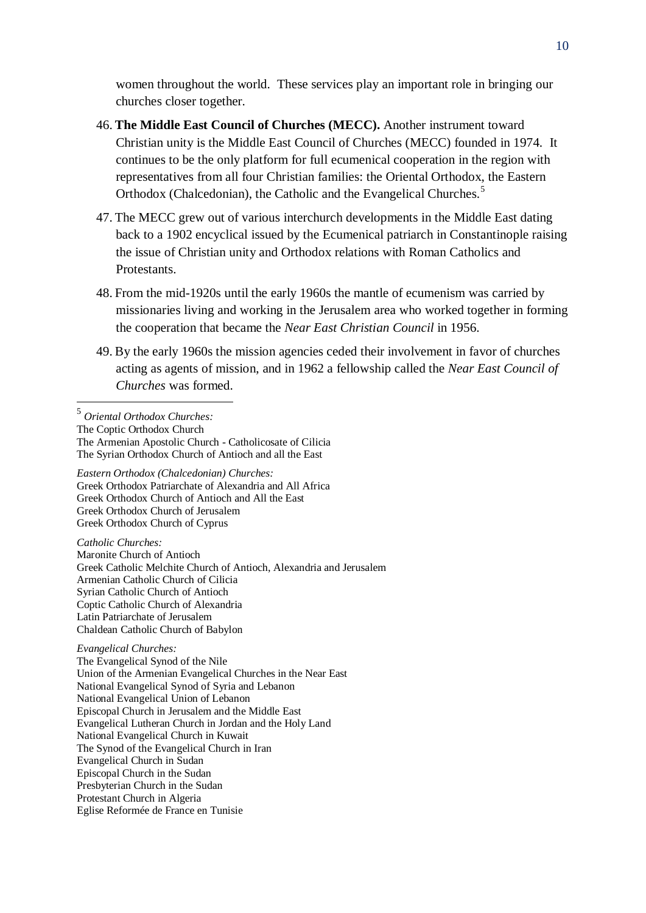women throughout the world. These services play an important role in bringing our churches closer together.

46. **The Middle East Council of Churches (MECC).** Another instrument toward Christian unity is the Middle East Council of Churches (MECC) founded in 1974. It continues to be the only platform for full ecumenical cooperation in the region with representatives from all four Christian families: the Oriental Orthodox, the Eastern Orthodox (Chalcedonian), the Catholic and the Evangelical Churches.[5]

47. The MECC grew out of various interchurch developments in the Middle East dating back to a 1902 encyclical issued by the Ecumenical patriarch in Constantinople raising the issue of Christian unity and Orthodox relations with Roman Catholics and Protestants.

48. From the mid-1920s until the early 1960s the mantle of ecumenism was carried by missionaries living and working in the Jerusalem area who worked together in forming the cooperation that became the *Near East Christian Council* in 1956.

49. By the early 1960s the mission agencies ceded their involvement in favor of churches acting as agents of mission, and in 1962 a fellowship called the *Near East Council of Churches* was formed.

---

[5] *Oriental Orthodox Churches:*
The Coptic Orthodox Church
The Armenian Apostolic Church - Catholicosate of Cilicia
The Syrian Orthodox Church of Antioch and all the East

*Eastern Orthodox (Chalcedonian) Churches:*
Greek Orthodox Patriarchate of Alexandria and All Africa
Greek Orthodox Church of Antioch and All the East
Greek Orthodox Church of Jerusalem
Greek Orthodox Church of Cyprus

*Catholic Churches:*
Maronite Church of Antioch
Greek Catholic Melchite Church of Antioch, Alexandria and Jerusalem
Armenian Catholic Church of Cilicia
Syrian Catholic Church of Antioch
Coptic Catholic Church of Alexandria
Latin Patriarchate of Jerusalem
Chaldean Catholic Church of Babylon

*Evangelical Churches:*
The Evangelical Synod of the Nile
Union of the Armenian Evangelical Churches in the Near East
National Evangelical Synod of Syria and Lebanon
National Evangelical Union of Lebanon
Episcopal Church in Jerusalem and the Middle East
Evangelical Lutheran Church in Jordan and the Holy Land
National Evangelical Church in Kuwait
The Synod of the Evangelical Church in Iran
Evangelical Church in Sudan
Episcopal Church in the Sudan
Presbyterian Church in the Sudan
Protestant Church in Algeria
Eglise Reformée de France en Tunisie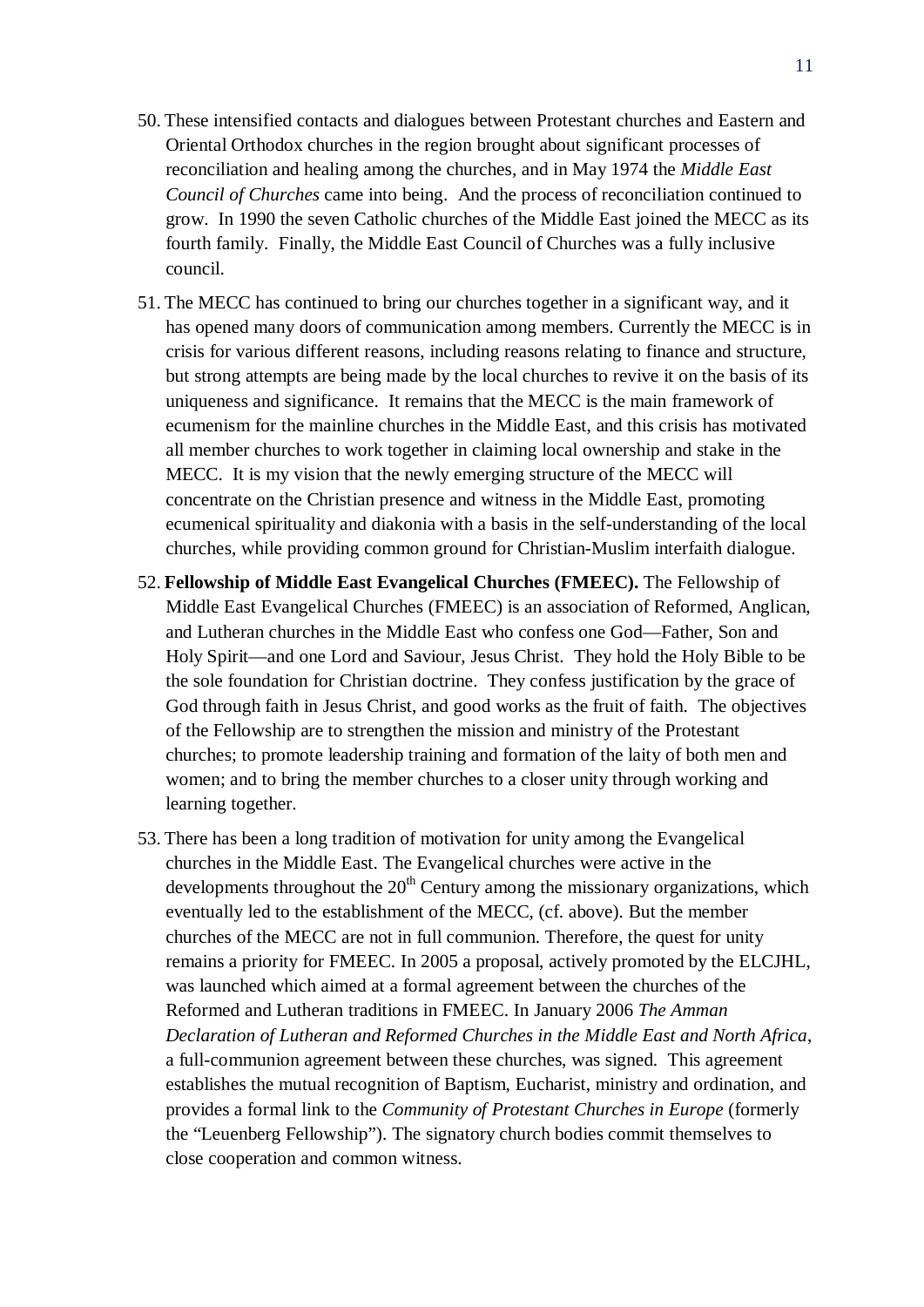50. These intensified contacts and dialogues between Protestant churches and Eastern and Oriental Orthodox churches in the region brought about significant processes of reconciliation and healing among the churches, and in May 1974 the *Middle East Council of Churches* came into being. And the process of reconciliation continued to grow. In 1990 the seven Catholic churches of the Middle East joined the MECC as its fourth family. Finally, the Middle East Council of Churches was a fully inclusive council.

51. The MECC has continued to bring our churches together in a significant way, and it has opened many doors of communication among members. Currently the MECC is in crisis for various different reasons, including reasons relating to finance and structure, but strong attempts are being made by the local churches to revive it on the basis of its uniqueness and significance. It remains that the MECC is the main framework of ecumenism for the mainline churches in the Middle East, and this crisis has motivated all member churches to work together in claiming local ownership and stake in the MECC. It is my vision that the newly emerging structure of the MECC will concentrate on the Christian presence and witness in the Middle East, promoting ecumenical spirituality and diakonia with a basis in the self-understanding of the local churches, while providing common ground for Christian-Muslim interfaith dialogue.

52. **Fellowship of Middle East Evangelical Churches (FMEEC).** The Fellowship of Middle East Evangelical Churches (FMEEC) is an association of Reformed, Anglican, and Lutheran churches in the Middle East who confess one God—Father, Son and Holy Spirit—and one Lord and Saviour, Jesus Christ. They hold the Holy Bible to be the sole foundation for Christian doctrine. They confess justification by the grace of God through faith in Jesus Christ, and good works as the fruit of faith. The objectives of the Fellowship are to strengthen the mission and ministry of the Protestant churches; to promote leadership training and formation of the laity of both men and women; and to bring the member churches to a closer unity through working and learning together.

53. There has been a long tradition of motivation for unity among the Evangelical churches in the Middle East. The Evangelical churches were active in the developments throughout the 20th Century among the missionary organizations, which eventually led to the establishment of the MECC, (cf. above). But the member churches of the MECC are not in full communion. Therefore, the quest for unity remains a priority for FMEEC. In 2005 a proposal, actively promoted by the ELCJHL, was launched which aimed at a formal agreement between the churches of the Reformed and Lutheran traditions in FMEEC. In January 2006 *The Amman Declaration of Lutheran and Reformed Churches in the Middle East and North Africa*, a full-communion agreement between these churches, was signed. This agreement establishes the mutual recognition of Baptism, Eucharist, ministry and ordination, and provides a formal link to the *Community of Protestant Churches in Europe* (formerly the "Leuenberg Fellowship"). The signatory church bodies commit themselves to close cooperation and common witness.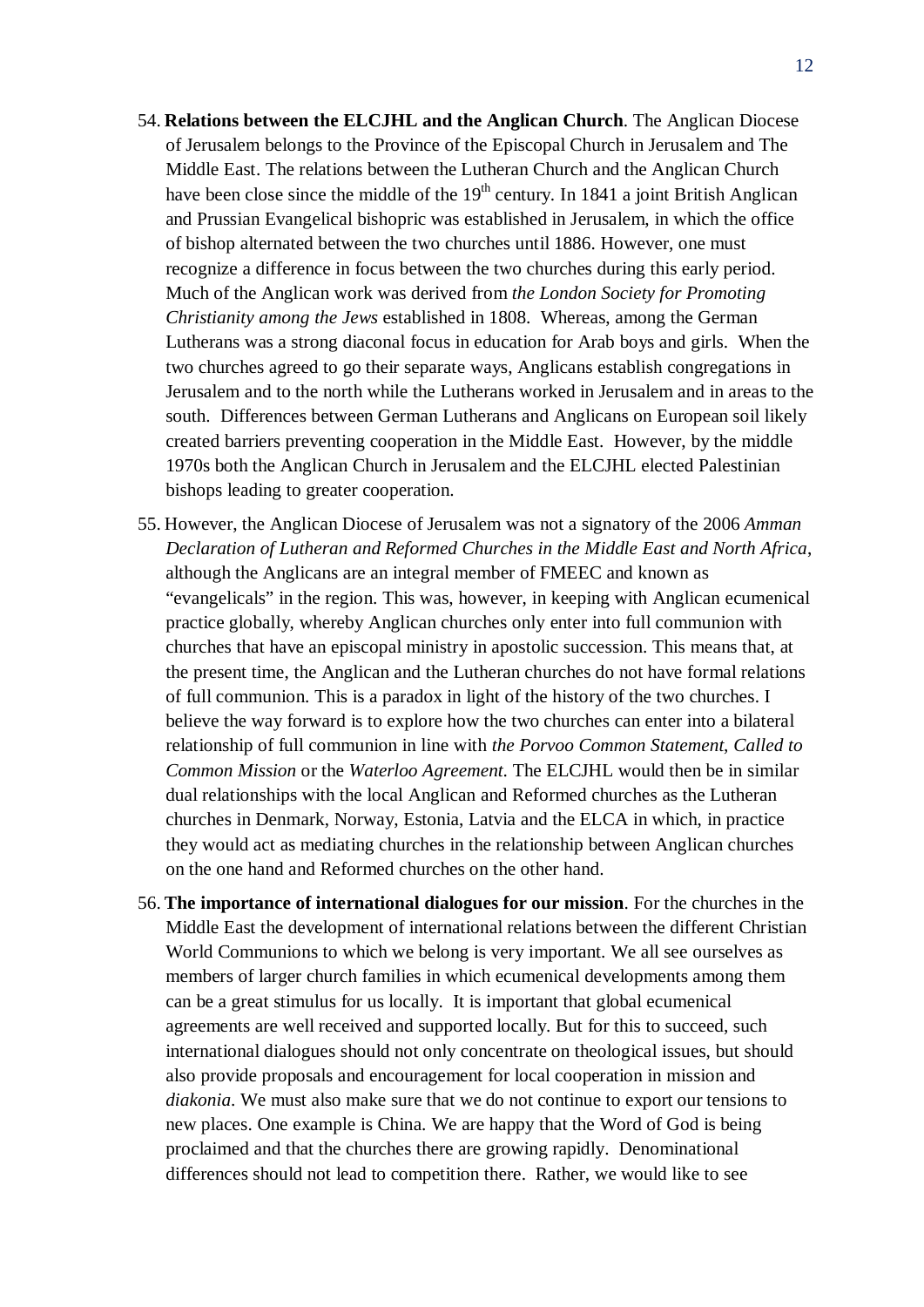54. **Relations between the ELCJHL and the Anglican Church**. The Anglican Diocese of Jerusalem belongs to the Province of the Episcopal Church in Jerusalem and The Middle East. The relations between the Lutheran Church and the Anglican Church have been close since the middle of the 19th century. In 1841 a joint British Anglican and Prussian Evangelical bishopric was established in Jerusalem, in which the office of bishop alternated between the two churches until 1886. However, one must recognize a difference in focus between the two churches during this early period. Much of the Anglican work was derived from *the London Society for Promoting Christianity among the Jews* established in 1808. Whereas, among the German Lutherans was a strong diaconal focus in education for Arab boys and girls. When the two churches agreed to go their separate ways, Anglicans establish congregations in Jerusalem and to the north while the Lutherans worked in Jerusalem and in areas to the south. Differences between German Lutherans and Anglicans on European soil likely created barriers preventing cooperation in the Middle East. However, by the middle 1970s both the Anglican Church in Jerusalem and the ELCJHL elected Palestinian bishops leading to greater cooperation.

55. However, the Anglican Diocese of Jerusalem was not a signatory of the 2006 *Amman Declaration of Lutheran and Reformed Churches in the Middle East and North Africa*, although the Anglicans are an integral member of FMEEC and known as "evangelicals" in the region. This was, however, in keeping with Anglican ecumenical practice globally, whereby Anglican churches only enter into full communion with churches that have an episcopal ministry in apostolic succession. This means that, at the present time, the Anglican and the Lutheran churches do not have formal relations of full communion. This is a paradox in light of the history of the two churches. I believe the way forward is to explore how the two churches can enter into a bilateral relationship of full communion in line with *the Porvoo Common Statement*, *Called to Common Mission* or the *Waterloo Agreement*. The ELCJHL would then be in similar dual relationships with the local Anglican and Reformed churches as the Lutheran churches in Denmark, Norway, Estonia, Latvia and the ELCA in which, in practice they would act as mediating churches in the relationship between Anglican churches on the one hand and Reformed churches on the other hand.

56. **The importance of international dialogues for our mission**. For the churches in the Middle East the development of international relations between the different Christian World Communions to which we belong is very important. We all see ourselves as members of larger church families in which ecumenical developments among them can be a great stimulus for us locally. It is important that global ecumenical agreements are well received and supported locally. But for this to succeed, such international dialogues should not only concentrate on theological issues, but should also provide proposals and encouragement for local cooperation in mission and *diakonia*. We must also make sure that we do not continue to export our tensions to new places. One example is China. We are happy that the Word of God is being proclaimed and that the churches there are growing rapidly. Denominational differences should not lead to competition there. Rather, we would like to see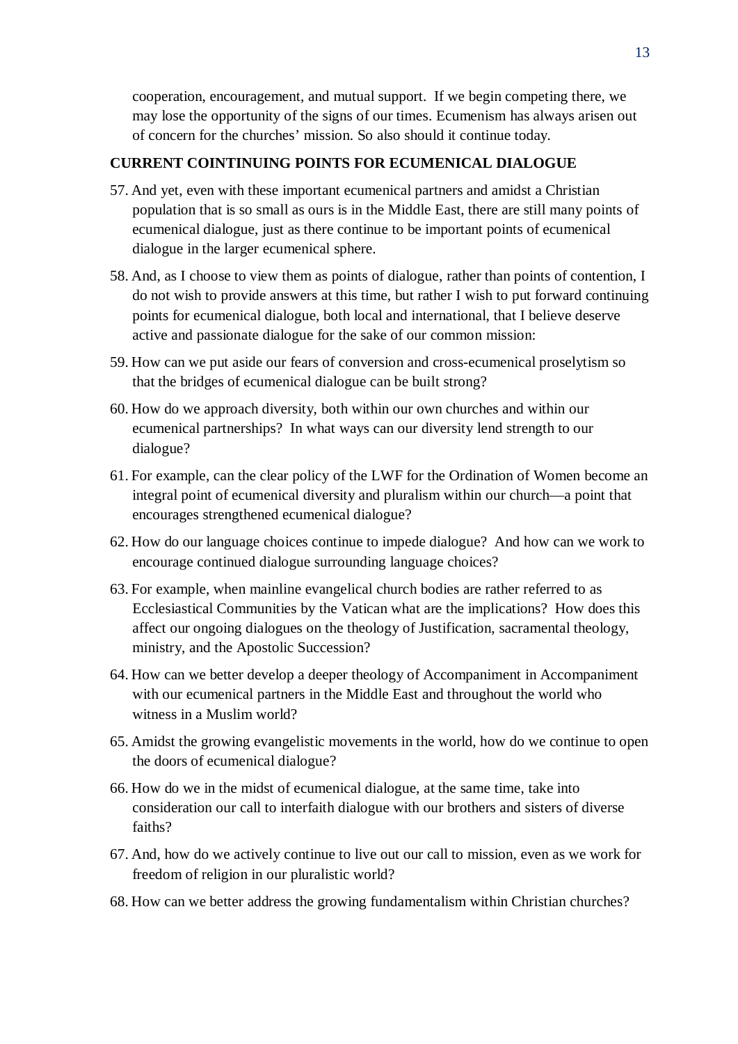cooperation, encouragement, and mutual support. If we begin competing there, we may lose the opportunity of the signs of our times. Ecumenism has always arisen out of concern for the churches' mission. So also should it continue today.

**CURRENT COINTINUING POINTS FOR ECUMENICAL DIALOGUE**

57. And yet, even with these important ecumenical partners and amidst a Christian population that is so small as ours is in the Middle East, there are still many points of ecumenical dialogue, just as there continue to be important points of ecumenical dialogue in the larger ecumenical sphere.

58. And, as I choose to view them as points of dialogue, rather than points of contention, I do not wish to provide answers at this time, but rather I wish to put forward continuing points for ecumenical dialogue, both local and international, that I believe deserve active and passionate dialogue for the sake of our common mission:

59. How can we put aside our fears of conversion and cross-ecumenical proselytism so that the bridges of ecumenical dialogue can be built strong?

60. How do we approach diversity, both within our own churches and within our ecumenical partnerships? In what ways can our diversity lend strength to our dialogue?

61. For example, can the clear policy of the LWF for the Ordination of Women become an integral point of ecumenical diversity and pluralism within our church—a point that encourages strengthened ecumenical dialogue?

62. How do our language choices continue to impede dialogue? And how can we work to encourage continued dialogue surrounding language choices?

63. For example, when mainline evangelical church bodies are rather referred to as Ecclesiastical Communities by the Vatican what are the implications? How does this affect our ongoing dialogues on the theology of Justification, sacramental theology, ministry, and the Apostolic Succession?

64. How can we better develop a deeper theology of Accompaniment in Accompaniment with our ecumenical partners in the Middle East and throughout the world who witness in a Muslim world?

65. Amidst the growing evangelistic movements in the world, how do we continue to open the doors of ecumenical dialogue?

66. How do we in the midst of ecumenical dialogue, at the same time, take into consideration our call to interfaith dialogue with our brothers and sisters of diverse faiths?

67. And, how do we actively continue to live out our call to mission, even as we work for freedom of religion in our pluralistic world?

68. How can we better address the growing fundamentalism within Christian churches?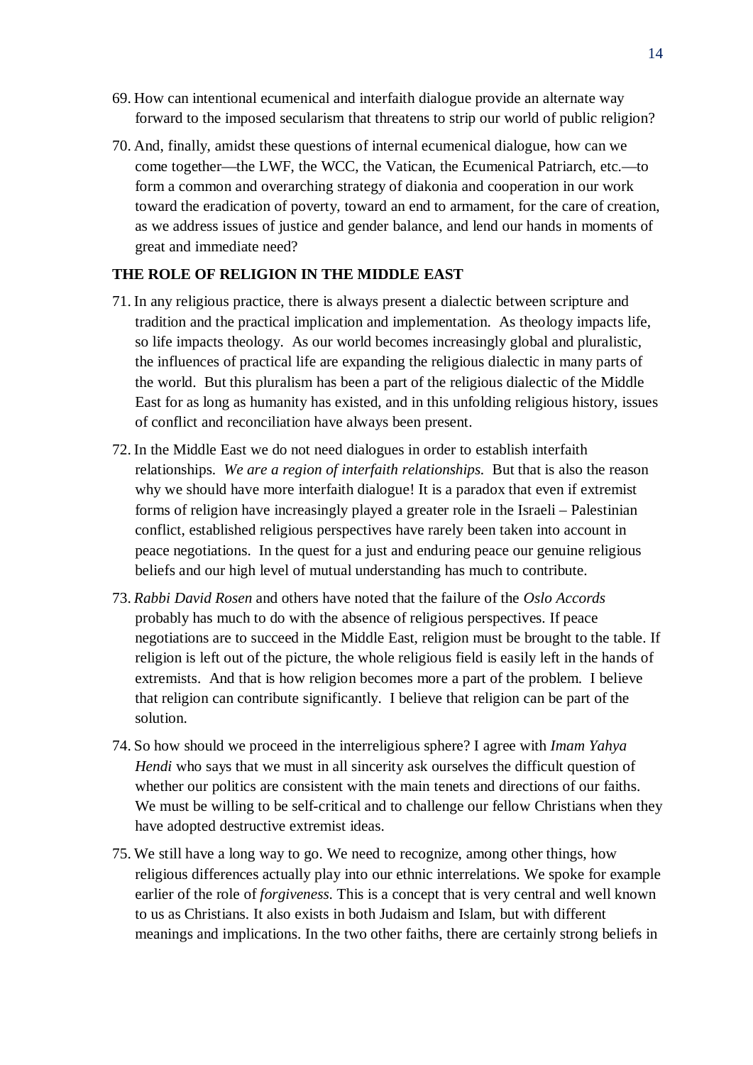69. How can intentional ecumenical and interfaith dialogue provide an alternate way forward to the imposed secularism that threatens to strip our world of public religion?

70. And, finally, amidst these questions of internal ecumenical dialogue, how can we come together—the LWF, the WCC, the Vatican, the Ecumenical Patriarch, etc.—to form a common and overarching strategy of diakonia and cooperation in our work toward the eradication of poverty, toward an end to armament, for the care of creation, as we address issues of justice and gender balance, and lend our hands in moments of great and immediate need?

**THE ROLE OF RELIGION IN THE MIDDLE EAST**

71. In any religious practice, there is always present a dialectic between scripture and tradition and the practical implication and implementation. As theology impacts life, so life impacts theology. As our world becomes increasingly global and pluralistic, the influences of practical life are expanding the religious dialectic in many parts of the world. But this pluralism has been a part of the religious dialectic of the Middle East for as long as humanity has existed, and in this unfolding religious history, issues of conflict and reconciliation have always been present.

72. In the Middle East we do not need dialogues in order to establish interfaith relationships. *We are a region of interfaith relationships.* But that is also the reason why we should have more interfaith dialogue! It is a paradox that even if extremist forms of religion have increasingly played a greater role in the Israeli – Palestinian conflict, established religious perspectives have rarely been taken into account in peace negotiations. In the quest for a just and enduring peace our genuine religious beliefs and our high level of mutual understanding has much to contribute.

73. *Rabbi David Rosen* and others have noted that the failure of the *Oslo Accords* probably has much to do with the absence of religious perspectives. If peace negotiations are to succeed in the Middle East, religion must be brought to the table. If religion is left out of the picture, the whole religious field is easily left in the hands of extremists. And that is how religion becomes more a part of the problem. I believe that religion can contribute significantly. I believe that religion can be part of the solution.

74. So how should we proceed in the interreligious sphere? I agree with *Imam Yahya Hendi* who says that we must in all sincerity ask ourselves the difficult question of whether our politics are consistent with the main tenets and directions of our faiths. We must be willing to be self-critical and to challenge our fellow Christians when they have adopted destructive extremist ideas.

75. We still have a long way to go. We need to recognize, among other things, how religious differences actually play into our ethnic interrelations. We spoke for example earlier of the role of *forgiveness*. This is a concept that is very central and well known to us as Christians. It also exists in both Judaism and Islam, but with different meanings and implications. In the two other faiths, there are certainly strong beliefs in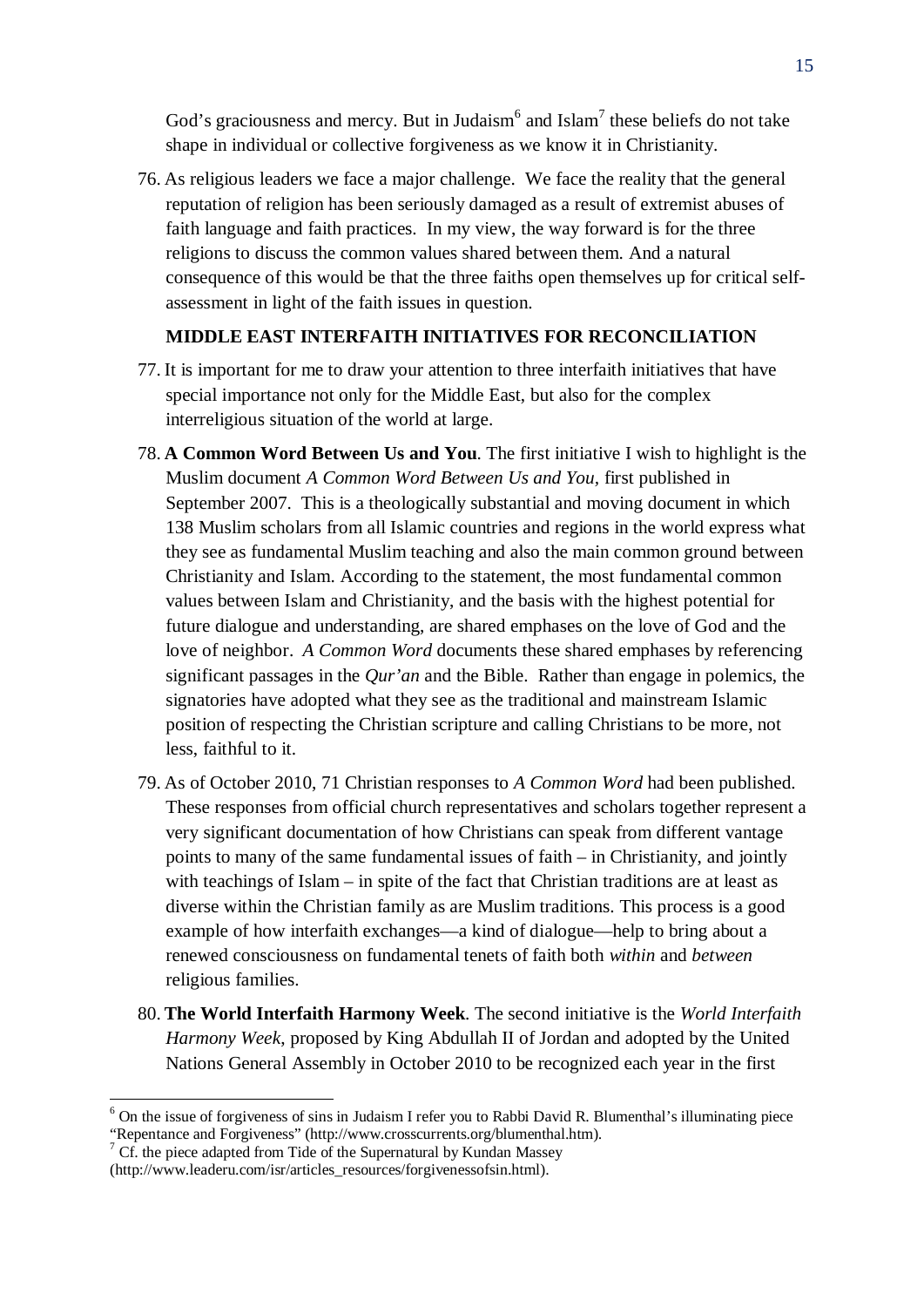God's graciousness and mercy. But in Judaism[6] and Islam[7] these beliefs do not take shape in individual or collective forgiveness as we know it in Christianity.

76. As religious leaders we face a major challenge. We face the reality that the general reputation of religion has been seriously damaged as a result of extremist abuses of faith language and faith practices. In my view, the way forward is for the three religions to discuss the common values shared between them. And a natural consequence of this would be that the three faiths open themselves up for critical self-assessment in light of the faith issues in question.

**MIDDLE EAST INTERFAITH INITIATIVES FOR RECONCILIATION**

77. It is important for me to draw your attention to three interfaith initiatives that have special importance not only for the Middle East, but also for the complex interreligious situation of the world at large.

78. **A Common Word Between Us and You**. The first initiative I wish to highlight is the Muslim document *A Common Word Between Us and You*, first published in September 2007. This is a theologically substantial and moving document in which 138 Muslim scholars from all Islamic countries and regions in the world express what they see as fundamental Muslim teaching and also the main common ground between Christianity and Islam. According to the statement, the most fundamental common values between Islam and Christianity, and the basis with the highest potential for future dialogue and understanding, are shared emphases on the love of God and the love of neighbor. *A Common Word* documents these shared emphases by referencing significant passages in the *Qur'an* and the Bible. Rather than engage in polemics, the signatories have adopted what they see as the traditional and mainstream Islamic position of respecting the Christian scripture and calling Christians to be more, not less, faithful to it.

79. As of October 2010, 71 Christian responses to *A Common Word* had been published. These responses from official church representatives and scholars together represent a very significant documentation of how Christians can speak from different vantage points to many of the same fundamental issues of faith – in Christianity, and jointly with teachings of Islam – in spite of the fact that Christian traditions are at least as diverse within the Christian family as are Muslim traditions. This process is a good example of how interfaith exchanges—a kind of dialogue—help to bring about a renewed consciousness on fundamental tenets of faith both *within* and *between* religious families.

80. **The World Interfaith Harmony Week**. The second initiative is the *World Interfaith Harmony Week*, proposed by King Abdullah II of Jordan and adopted by the United Nations General Assembly in October 2010 to be recognized each year in the first

---

[6] On the issue of forgiveness of sins in Judaism I refer you to Rabbi David R. Blumenthal's illuminating piece "Repentance and Forgiveness" (http://www.crosscurrents.org/blumenthal.htm).

[7] Cf. the piece adapted from Tide of the Supernatural by Kundan Massey (http://www.leaderu.com/isr/articles_resources/forgivenessofsin.html).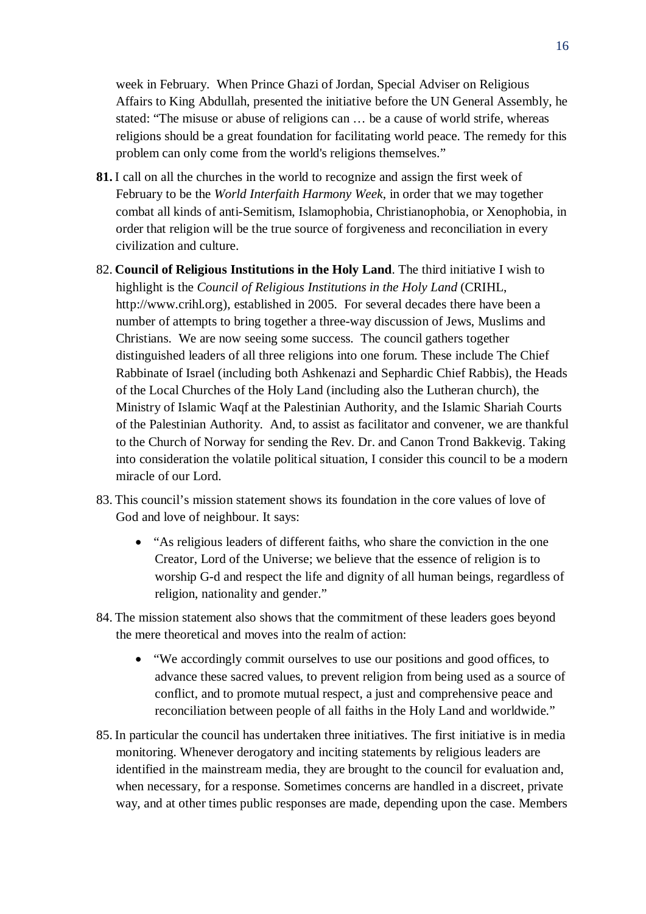week in February. When Prince Ghazi of Jordan, Special Adviser on Religious Affairs to King Abdullah, presented the initiative before the UN General Assembly, he stated: "The misuse or abuse of religions can … be a cause of world strife, whereas religions should be a great foundation for facilitating world peace. The remedy for this problem can only come from the world's religions themselves."

**81.** I call on all the churches in the world to recognize and assign the first week of February to be the *World Interfaith Harmony Week*, in order that we may together combat all kinds of anti-Semitism, Islamophobia, Christianophobia, or Xenophobia, in order that religion will be the true source of forgiveness and reconciliation in every civilization and culture.

82. **Council of Religious Institutions in the Holy Land**. The third initiative I wish to highlight is the *Council of Religious Institutions in the Holy Land* (CRIHL, http://www.crihl.org), established in 2005. For several decades there have been a number of attempts to bring together a three-way discussion of Jews, Muslims and Christians. We are now seeing some success. The council gathers together distinguished leaders of all three religions into one forum. These include The Chief Rabbinate of Israel (including both Ashkenazi and Sephardic Chief Rabbis), the Heads of the Local Churches of the Holy Land (including also the Lutheran church), the Ministry of Islamic Waqf at the Palestinian Authority, and the Islamic Shariah Courts of the Palestinian Authority. And, to assist as facilitator and convener, we are thankful to the Church of Norway for sending the Rev. Dr. and Canon Trond Bakkevig. Taking into consideration the volatile political situation, I consider this council to be a modern miracle of our Lord.

83. This council's mission statement shows its foundation in the core values of love of God and love of neighbour. It says:

- "As religious leaders of different faiths, who share the conviction in the one Creator, Lord of the Universe; we believe that the essence of religion is to worship G-d and respect the life and dignity of all human beings, regardless of religion, nationality and gender."

84. The mission statement also shows that the commitment of these leaders goes beyond the mere theoretical and moves into the realm of action:

- "We accordingly commit ourselves to use our positions and good offices, to advance these sacred values, to prevent religion from being used as a source of conflict, and to promote mutual respect, a just and comprehensive peace and reconciliation between people of all faiths in the Holy Land and worldwide."

85. In particular the council has undertaken three initiatives. The first initiative is in media monitoring. Whenever derogatory and inciting statements by religious leaders are identified in the mainstream media, they are brought to the council for evaluation and, when necessary, for a response. Sometimes concerns are handled in a discreet, private way, and at other times public responses are made, depending upon the case. Members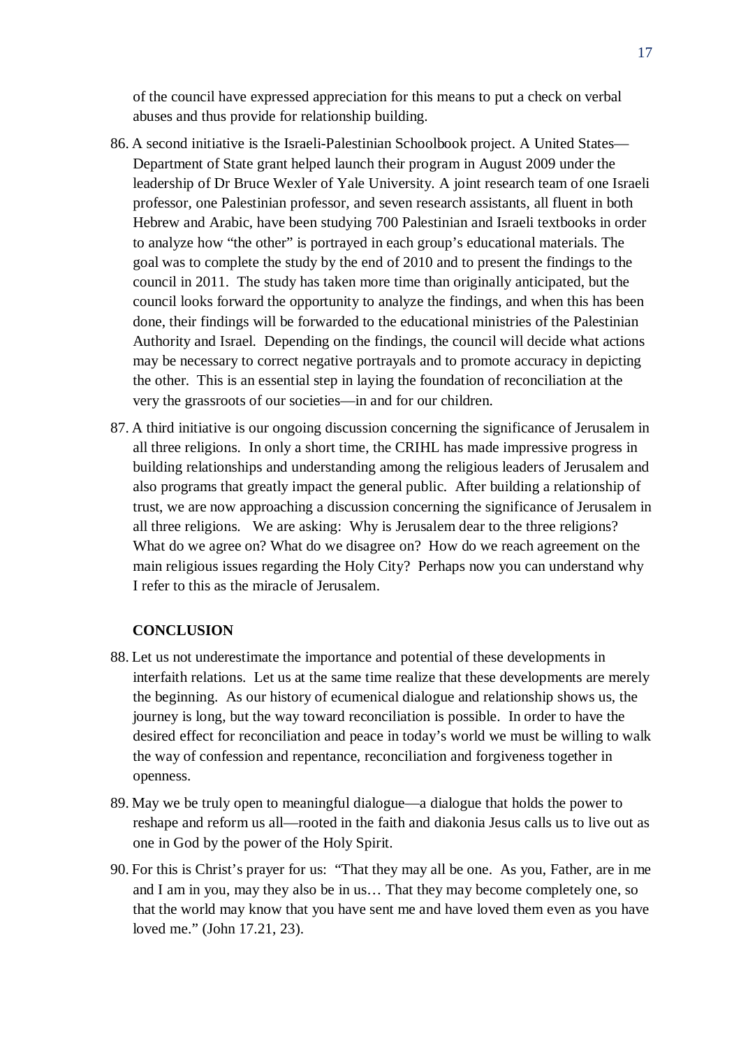of the council have expressed appreciation for this means to put a check on verbal abuses and thus provide for relationship building.

86. A second initiative is the Israeli-Palestinian Schoolbook project. A United States—Department of State grant helped launch their program in August 2009 under the leadership of Dr Bruce Wexler of Yale University. A joint research team of one Israeli professor, one Palestinian professor, and seven research assistants, all fluent in both Hebrew and Arabic, have been studying 700 Palestinian and Israeli textbooks in order to analyze how "the other" is portrayed in each group's educational materials. The goal was to complete the study by the end of 2010 and to present the findings to the council in 2011. The study has taken more time than originally anticipated, but the council looks forward the opportunity to analyze the findings, and when this has been done, their findings will be forwarded to the educational ministries of the Palestinian Authority and Israel. Depending on the findings, the council will decide what actions may be necessary to correct negative portrayals and to promote accuracy in depicting the other. This is an essential step in laying the foundation of reconciliation at the very the grassroots of our societies—in and for our children.

87. A third initiative is our ongoing discussion concerning the significance of Jerusalem in all three religions. In only a short time, the CRIHL has made impressive progress in building relationships and understanding among the religious leaders of Jerusalem and also programs that greatly impact the general public. After building a relationship of trust, we are now approaching a discussion concerning the significance of Jerusalem in all three religions. We are asking: Why is Jerusalem dear to the three religions? What do we agree on? What do we disagree on? How do we reach agreement on the main religious issues regarding the Holy City? Perhaps now you can understand why I refer to this as the miracle of Jerusalem.

**CONCLUSION**

88. Let us not underestimate the importance and potential of these developments in interfaith relations. Let us at the same time realize that these developments are merely the beginning. As our history of ecumenical dialogue and relationship shows us, the journey is long, but the way toward reconciliation is possible. In order to have the desired effect for reconciliation and peace in today's world we must be willing to walk the way of confession and repentance, reconciliation and forgiveness together in openness.

89. May we be truly open to meaningful dialogue—a dialogue that holds the power to reshape and reform us all—rooted in the faith and diakonia Jesus calls us to live out as one in God by the power of the Holy Spirit.

90. For this is Christ's prayer for us: "That they may all be one. As you, Father, are in me and I am in you, may they also be in us… That they may become completely one, so that the world may know that you have sent me and have loved them even as you have loved me." (John 17.21, 23).